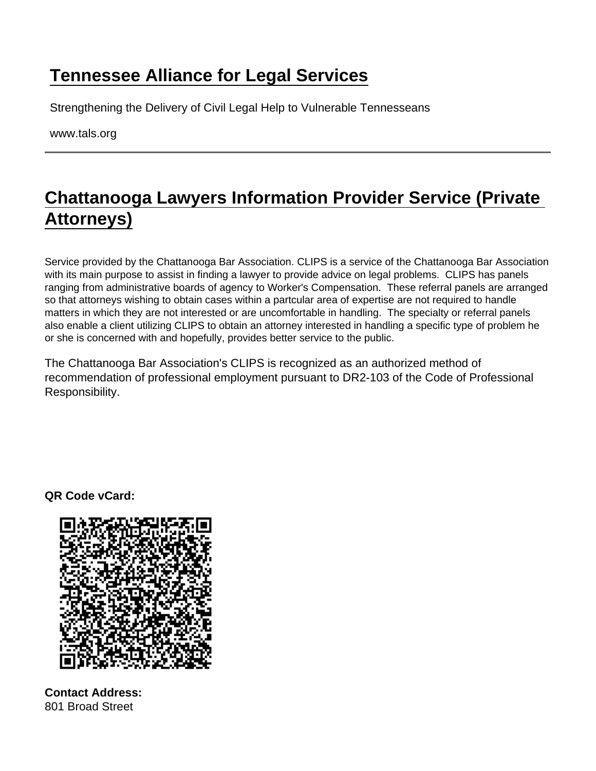# Tennessee Alliance for Legal Services

Strengthening the Delivery of Civil Legal Help to Vulnerable Tennesseans

www.tals.org

---

## Chattanooga Lawyers Information Provider Service (Private Attorneys)

Service provided by the Chattanooga Bar Association. CLIPS is a service of the Chattanooga Bar Association with its main purpose to assist in finding a lawyer to provide advice on legal problems. CLIPS has panels ranging from administrative boards of agency to Worker's Compensation. These referral panels are arranged so that attorneys wishing to obtain cases within a partcular area of expertise are not required to handle matters in which they are not interested or are uncomfortable in handling. The specialty or referral panels also enable a client utilizing CLIPS to obtain an attorney interested in handling a specific type of problem he or she is concerned with and hopefully, provides better service to the public.

The Chattanooga Bar Association's CLIPS is recognized as an authorized method of recommendation of professional employment pursuant to DR2-103 of the Code of Professional Responsibility.

**QR Code vCard:**

**Contact Address:**
801 Broad Street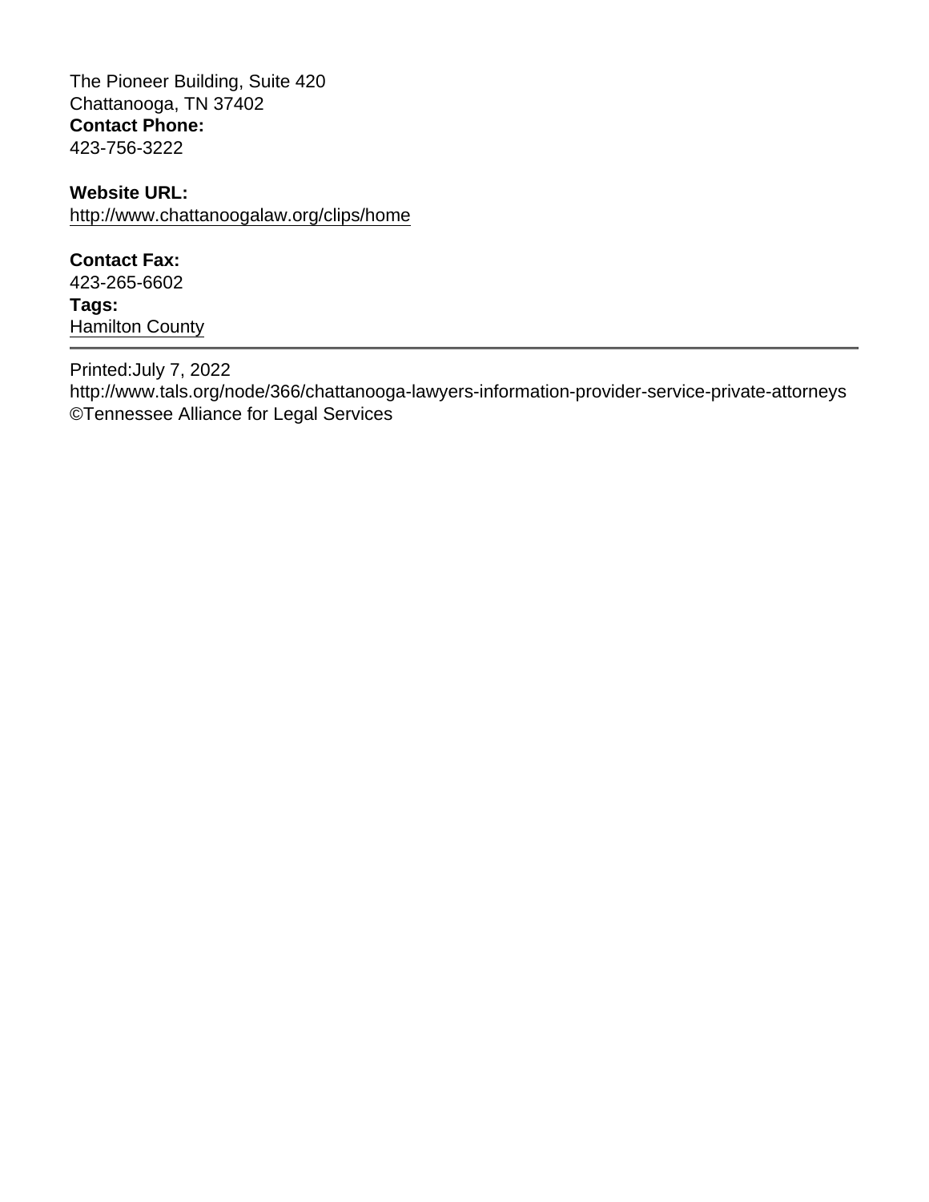The Pioneer Building, Suite 420
Chattanooga, TN 37402

**Contact Phone:**
423-756-3222

**Website URL:**
[http://www.chattanoogalaw.org/clips/home](http://www.chattanoogalaw.org/clips/home)

**Contact Fax:**
423-265-6602

**Tags:**
Hamilton County

---

Printed:July 7, 2022
http://www.tals.org/node/366/chattanooga-lawyers-information-provider-service-private-attorneys
©Tennessee Alliance for Legal Services